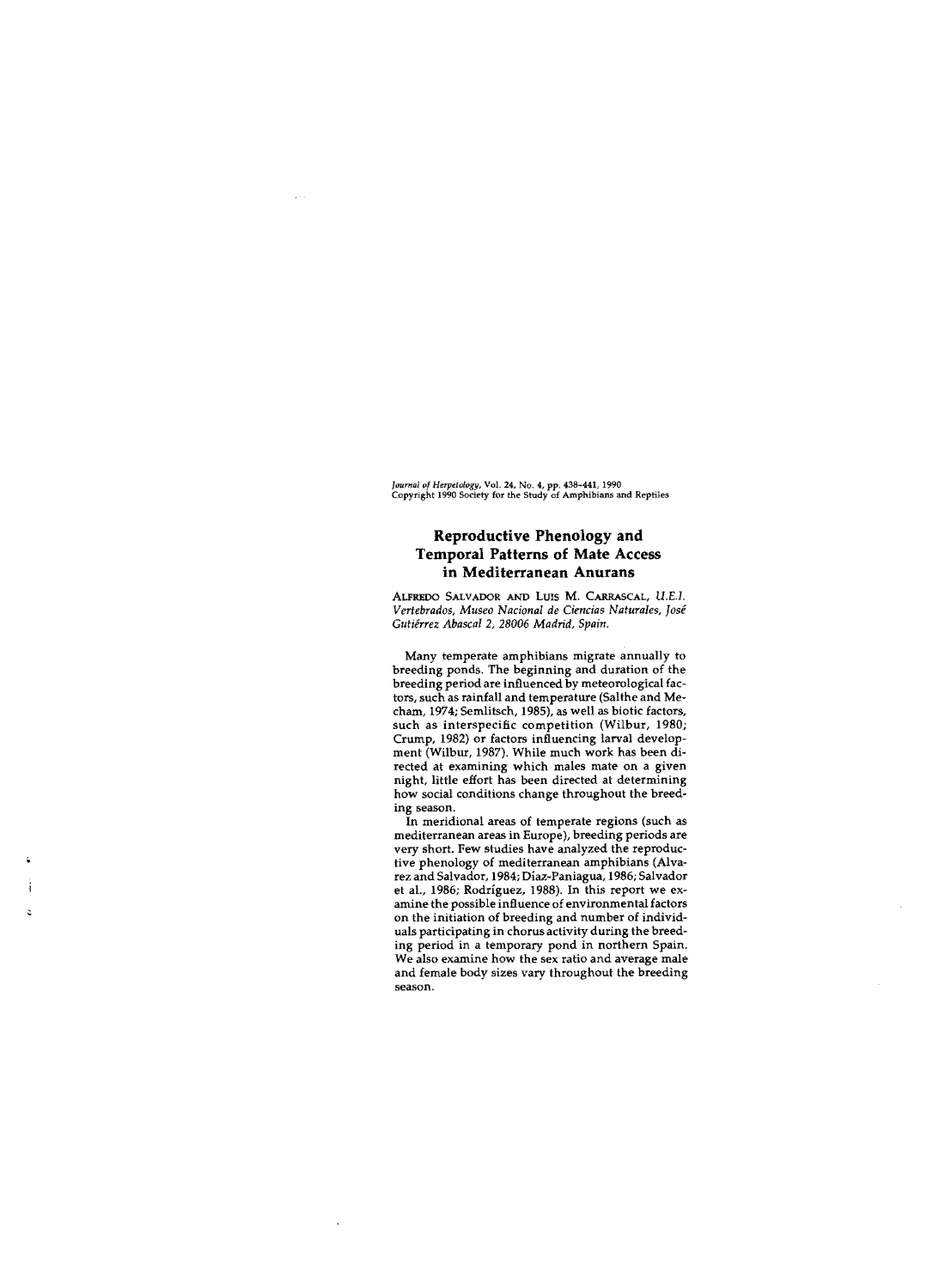*Journal of Herpetology*, Vol. 24, No. 4, pp. 438–441, 1990
Copyright 1990 Society for the Study of Amphibians and Reptiles

# Reproductive Phenology and Temporal Patterns of Mate Access in Mediterranean Anurans

ALFREDO SALVADOR AND LUIS M. CARRASCAL, *U.E.I. Vertebrados, Museo Nacional de Ciencias Naturales, José Gutiérrez Abascal 2, 28006 Madrid, Spain.*

Many temperate amphibians migrate annually to breeding ponds. The beginning and duration of the breeding period are influenced by meteorological factors, such as rainfall and temperature (Salthe and Mecham, 1974; Semlitsch, 1985), as well as biotic factors, such as interspecific competition (Wilbur, 1980; Crump, 1982) or factors influencing larval development (Wilbur, 1987). While much work has been directed at examining which males mate on a given night, little effort has been directed at determining how social conditions change throughout the breeding season.

In meridional areas of temperate regions (such as mediterranean areas in Europe), breeding periods are very short. Few studies have analyzed the reproductive phenology of mediterranean amphibians (Alvarez and Salvador, 1984; Díaz-Paniagua, 1986; Salvador et al., 1986; Rodríguez, 1988). In this report we examine the possible influence of environmental factors on the initiation of breeding and number of individuals participating in chorus activity during the breeding period in a temporary pond in northern Spain. We also examine how the sex ratio and average male and female body sizes vary throughout the breeding season.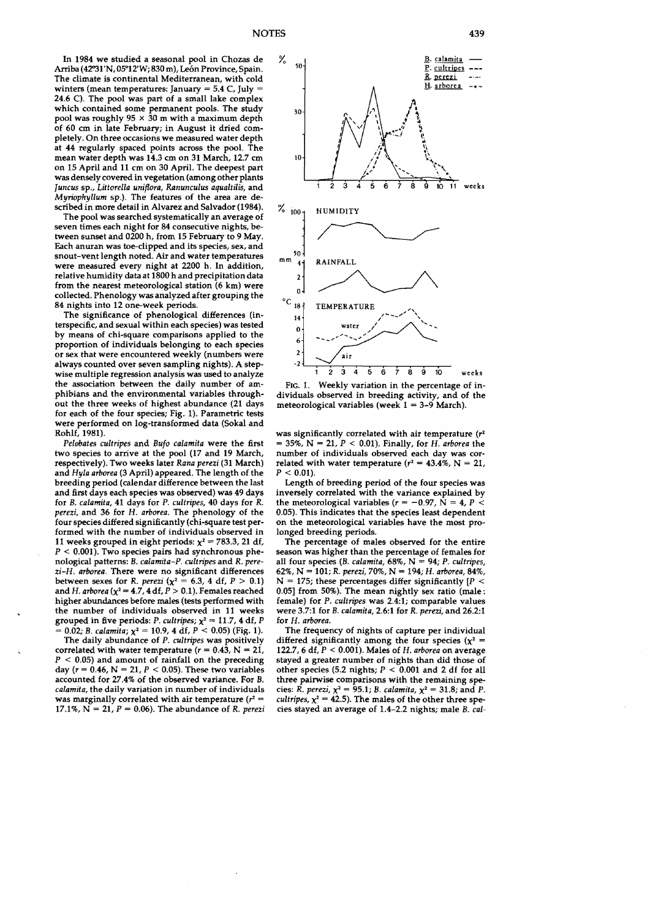In 1984 we studied a seasonal pool in Chozas de Arriba (42°31'N, 05°12'W; 830 m), León Province, Spain. The climate is continental Mediterranean, with cold winters (mean temperatures: January = 5.4 C, July = 24.6 C). The pool was part of a small lake complex which contained some permanent pools. The study pool was roughly 95 × 30 m with a maximum depth of 60 cm in late February; in August it dried completely. On three occasions we measured water depth at 44 regularly spaced points across the pool. The mean water depth was 14.3 cm on 31 March, 12.7 cm on 15 April and 11 cm on 30 April. The deepest part was densely covered in vegetation (among other plants *Juncus* sp., *Littorella uniflora*, *Ranunculus aqualtilis*, and *Myriophyllum* sp.). The features of the area are described in more detail in Alvarez and Salvador (1984).

The pool was searched systematically an average of seven times each night for 84 consecutive nights, between sunset and 0200 h, from 15 February to 9 May. Each anuran was toe-clipped and its species, sex, and snout–vent length noted. Air and water temperatures were measured every night at 2200 h. In addition, relative humidity data at 1800 h and precipitation data from the nearest meteorological station (6 km) were collected. Phenology was analyzed after grouping the 84 nights into 12 one-week periods.

The significance of phenological differences (interspecific, and sexual within each species) was tested by means of chi-square comparisons applied to the proportion of individuals belonging to each species or sex that were encountered weekly (numbers were always counted over seven sampling nights). A stepwise multiple regression analysis was used to analyze the association between the daily number of amphibians and the environmental variables throughout the three weeks of highest abundance (21 days for each of the four species; Fig. 1). Parametric tests were performed on log-transformed data (Sokal and Rohlf, 1981).

*Pelobates cultripes* and *Bufo calamita* were the first two species to arrive at the pool (17 and 19 March, respectively). Two weeks later *Rana perezi* (31 March) and *Hyla arborea* (3 April) appeared. The length of the breeding period (calendar difference between the last and first days each species was observed) was 49 days for *B. calamita*, 41 days for *P. cultripes*, 40 days for *R. perezi*, and 36 for *H. arborea*. The phenology of the four species differed significantly (chi-square test performed with the number of individuals observed in 11 weeks grouped in eight periods: $\chi^2 = 783.3$, 21 df, $P < 0.001$). Two species pairs had synchronous phenological patterns: *B. calamita–P. cultripes* and *R. perezi–H. arborea*. There were no significant differences between sexes for *R. perezi* ($\chi^2 = 6.3$, 4 df, $P > 0.1$) and *H. arborea* ($\chi^2 = 4.7$, 4 df, $P > 0.1$). Females reached higher abundances before males (tests performed with the number of individuals observed in 11 weeks grouped in five periods: *P. cultripes*; $\chi^2 = 11.7$, 4 df, $P = 0.02$; *B. calamita*; $\chi^2 = 10.9$, 4 df, $P < 0.05$) (Fig. 1).

The daily abundance of *P. cultripes* was positively correlated with water temperature ($r = 0.43$, $N = 21$, $P < 0.05$) and amount of rainfall on the preceding day ($r = 0.46$, $N = 21$, $P < 0.05$). These two variables accounted for 27.4% of the observed variance. For *B. calamita*, the daily variation in number of individuals was marginally correlated with air temperature ($r^2 = 17.1\%$, $N = 21$, $P = 0.06$). The abundance of *R. perezi* was significantly correlated with air temperature ($r^2 = 35\%$, $N = 21$, $P < 0.01$). Finally, for *H. arborea* the number of individuals observed each day was correlated with water temperature ($r^2 = 43.4\%$, $N = 21$, $P < 0.01$).

Length of breeding period of the four species was inversely correlated with the variance explained by the meteorological variables ($r = -0.97$, $N = 4$, $P < 0.05$). This indicates that the species least dependent on the meteorological variables have the most prolonged breeding periods.

The percentage of males observed for the entire season was higher than the percentage of females for all four species (*B. calamita*, 68%, $N = 94$; *P. cultripes*, 62%, $N = 101$; *R. perezi*, 70%, $N = 194$; *H. arborea*, 84%, $N = 175$; these percentages differ significantly [$P < 0.05$] from 50%). The mean nightly sex ratio (male : female) for *P. cultripes* was 2.4:1; comparable values were 3.7:1 for *B. calamita*, 2.6:1 for *R. perezi*, and 26.2:1 for *H. arborea*.

The frequency of nights of capture per individual differed significantly among the four species ($\chi^2 = 122.7$, 6 df, $P < 0.001$). Males of *H. arborea* on average stayed a greater number of nights than did those of other species (5.2 nights; $P < 0.001$ and 2 df for all three pairwise comparisons with the remaining species: *R. perezi*, $\chi^2 = 95.1$; *B. calamita*, $\chi^2 = 31.8$; and *P. cultripes*, $\chi^2 = 42.5$). The males of the other three species stayed an average of 1.4–2.2 nights; male *B. cal-*

FIG. 1. Weekly variation in the percentage of individuals observed in breeding activity, and of the meteorological variables (week 1 = 3–9 March).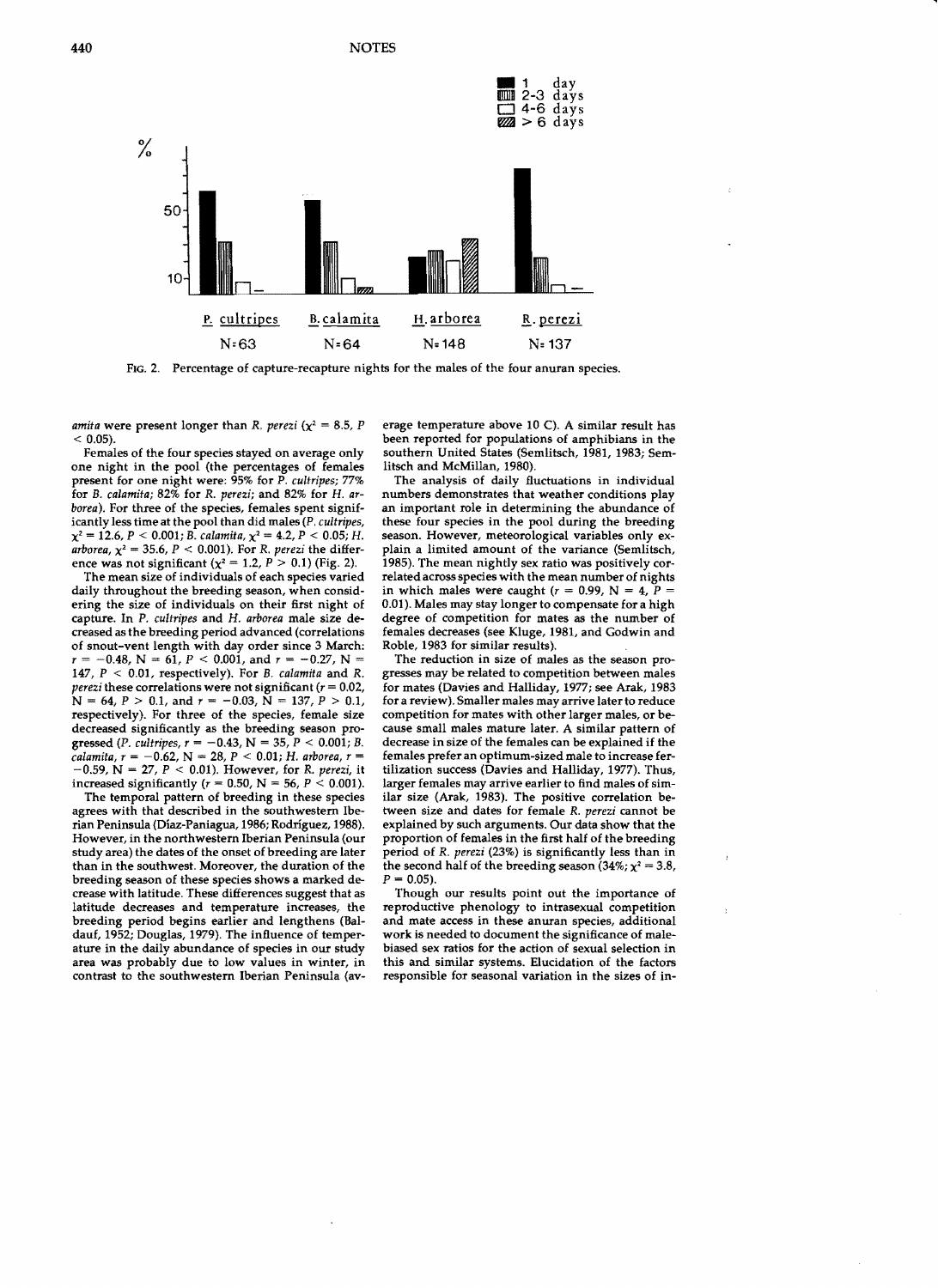FIG. 2. Percentage of capture-recapture nights for the males of the four anuran species.

*amita* were present longer than *R. perezi* ($\chi^2 = 8.5$, $P < 0.05$).

Females of the four species stayed on average only one night in the pool (the percentages of females present for one night were: 95% for *P. cultripes*; 77% for *B. calamita*; 82% for *R. perezi*; and 82% for *H. arborea*). For three of the species, females spent significantly less time at the pool than did males (*P. cultripes*, $\chi^2 = 12.6$, $P < 0.001$; *B. calamita*, $\chi^2 = 4.2$, $P < 0.05$; *H. arborea*, $\chi^2 = 35.6$, $P < 0.001$). For *R. perezi* the difference was not significant ($\chi^2 = 1.2$, $P > 0.1$) (Fig. 2).

The mean size of individuals of each species varied daily throughout the breeding season, when considering the size of individuals on their first night of capture. In *P. cultripes* and *H. arborea* male size decreased as the breeding period advanced (correlations of snout-vent length with day order since 3 March: $r = -0.48$, $N = 61$, $P < 0.001$, and $r = -0.27$, $N = 147$, $P < 0.01$, respectively). For *B. calamita* and *R. perezi* these correlations were not significant ($r = 0.02$, $N = 64$, $P > 0.1$, and $r = -0.03$, $N = 137$, $P > 0.1$, respectively). For three of the species, female size decreased significantly as the breeding season progressed (*P. cultripes*, $r = -0.43$, $N = 35$, $P < 0.001$; *B. calamita*, $r = -0.62$, $N = 28$, $P < 0.01$; *H. arborea*, $r = -0.59$, $N = 27$, $P < 0.01$). However, for *R. perezi*, it increased significantly ($r = 0.50$, $N = 56$, $P < 0.001$).

The temporal pattern of breeding in these species agrees with that described in the southwestern Iberian Peninsula (Díaz-Paniagua, 1986; Rodríguez, 1988). However, in the northwestern Iberian Peninsula (our study area) the dates of the onset of breeding are later than in the southwest. Moreover, the duration of the breeding season of these species shows a marked decrease with latitude. These differences suggest that as latitude decreases and temperature increases, the breeding period begins earlier and lengthens (Baldauf, 1952; Douglas, 1979). The influence of temperature in the daily abundance of species in our study area was probably due to low values in winter, in contrast to the southwestern Iberian Peninsula (average temperature above 10 C). A similar result has been reported for populations of amphibians in the southern United States (Semlitsch, 1981, 1983; Semlitsch and McMillan, 1980).

The analysis of daily fluctuations in individual numbers demonstrates that weather conditions play an important role in determining the abundance of these four species in the pool during the breeding season. However, meteorological variables only explain a limited amount of the variance (Semlitsch, 1985). The mean nightly sex ratio was positively correlated across species with the mean number of nights in which males were caught ($r = 0.99$, $N = 4$, $P = 0.01$). Males may stay longer to compensate for a high degree of competition for mates as the number of females decreases (see Kluge, 1981, and Godwin and Roble, 1983 for similar results).

The reduction in size of males as the season progresses may be related to competition between males for mates (Davies and Halliday, 1977; see Arak, 1983 for a review). Smaller males may arrive later to reduce competition for mates with other larger males, or because small males mature later. A similar pattern of decrease in size of the females can be explained if the females prefer an optimum-sized male to increase fertilization success (Davies and Halliday, 1977). Thus, larger females may arrive earlier to find males of similar size (Arak, 1983). The positive correlation between size and dates for female *R. perezi* cannot be explained by such arguments. Our data show that the proportion of females in the first half of the breeding period of *R. perezi* (23%) is significantly less than in the second half of the breeding season (34%; $\chi^2 = 3.8$, $P = 0.05$).

Though our results point out the importance of reproductive phenology to intrasexual competition and mate access in these anuran species, additional work is needed to document the significance of male-biased sex ratios for the action of sexual selection in this and similar systems. Elucidation of the factors responsible for seasonal variation in the sizes of in-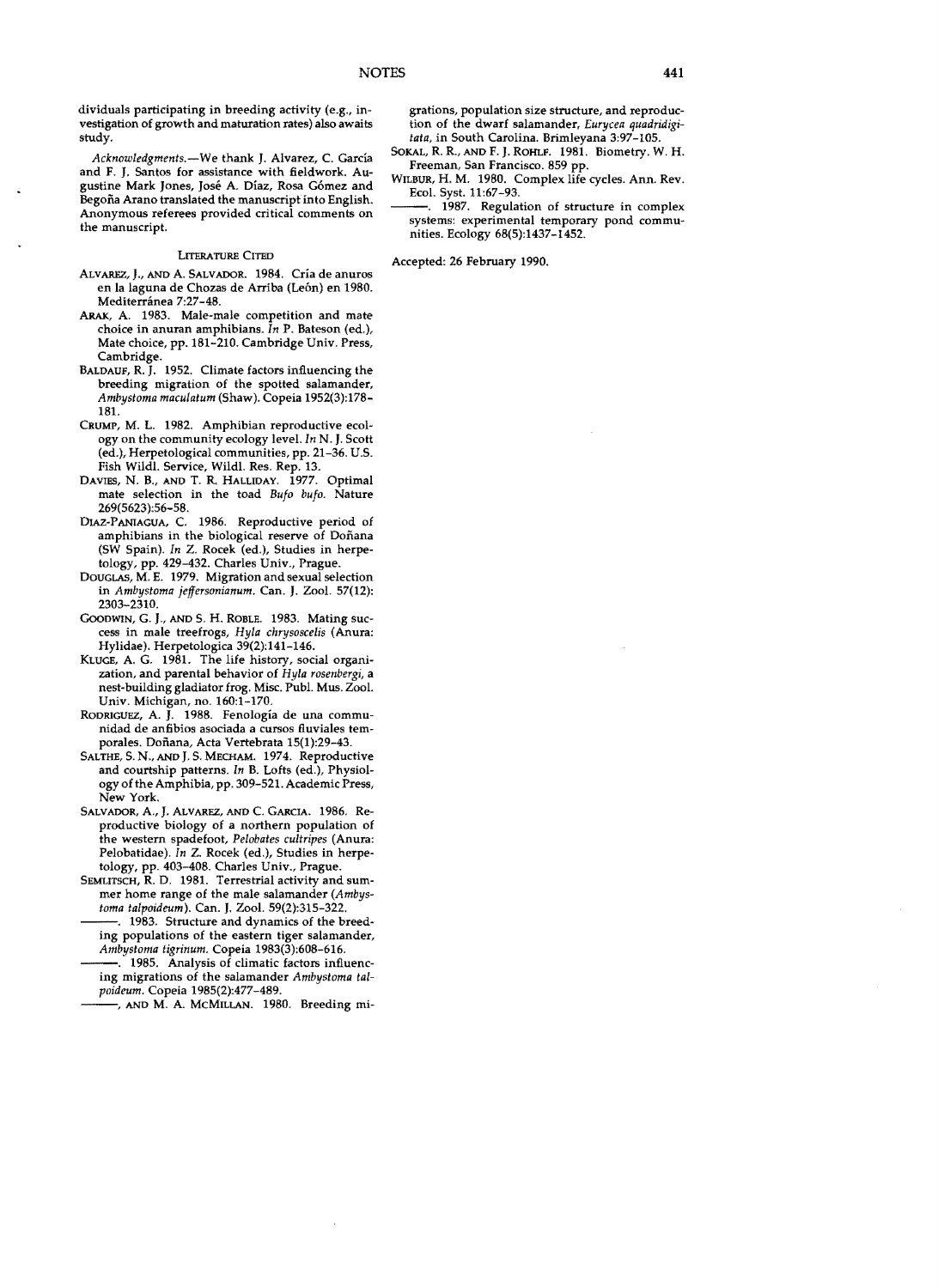dividuals participating in breeding activity (e.g., investigation of growth and maturation rates) also awaits study.

*Acknowledgments.*—We thank J. Alvarez, C. García and F. J. Santos for assistance with fieldwork. Augustine Mark Jones, José A. Díaz, Rosa Gómez and Begoña Arano translated the manuscript into English. Anonymous referees provided critical comments on the manuscript.

## LITERATURE CITED

ALVAREZ, J., AND A. SALVADOR. 1984. Cría de anuros en la laguna de Chozas de Arriba (León) en 1980. Mediterránea 7:27–48.

ARAK, A. 1983. Male-male competition and mate choice in anuran amphibians. *In* P. Bateson (ed.), Mate choice, pp. 181–210. Cambridge Univ. Press, Cambridge.

BALDAUF, R. J. 1952. Climate factors influencing the breeding migration of the spotted salamander, *Ambystoma maculatum* (Shaw). Copeia 1952(3):178–181.

CRUMP, M. L. 1982. Amphibian reproductive ecology on the community ecology level. *In* N. J. Scott (ed.), Herpetological communities, pp. 21–36. U.S. Fish Wildl. Service, Wildl. Res. Rep. 13.

DAVIES, N. B., AND T. R. HALLIDAY. 1977. Optimal mate selection in the toad *Bufo bufo*. Nature 269(5623):56–58.

DIAZ-PANIAGUA, C. 1986. Reproductive period of amphibians in the biological reserve of Doñana (SW Spain). *In* Z. Rocek (ed.), Studies in herpetology, pp. 429–432. Charles Univ., Prague.

DOUGLAS, M. E. 1979. Migration and sexual selection in *Ambystoma jeffersonianum*. Can. J. Zool. 57(12): 2303–2310.

GOODWIN, G. J., AND S. H. ROBLE. 1983. Mating success in male treefrogs, *Hyla chrysoscelis* (Anura: Hylidae). Herpetologica 39(2):141–146.

KLUGE, A. G. 1981. The life history, social organization, and parental behavior of *Hyla rosenbergi*, a nest-building gladiator frog. Misc. Publ. Mus. Zool. Univ. Michigan, no. 160:1–170.

RODRIGUEZ, A. J. 1988. Fenología de una communidad de anfibios asociada a cursos fluviales temporales. Doñana, Acta Vertebrata 15(1):29–43.

SALTHE, S. N., AND J. S. MECHAM. 1974. Reproductive and courtship patterns. *In* B. Lofts (ed.), Physiology of the Amphibia, pp. 309–521. Academic Press, New York.

SALVADOR, A., J. ALVAREZ, AND C. GARCIA. 1986. Reproductive biology of a northern population of the western spadefoot, *Pelobates cultripes* (Anura: Pelobatidae). *In* Z. Rocek (ed.), Studies in herpetology, pp. 403–408. Charles Univ., Prague.

SEMLITSCH, R. D. 1981. Terrestrial activity and summer home range of the male salamander (*Ambystoma talpoideum*). Can. J. Zool. 59(2):315–322.

———. 1983. Structure and dynamics of the breeding populations of the eastern tiger salamander, *Ambystoma tigrinum*. Copeia 1983(3):608–616.

———. 1985. Analysis of climatic factors influencing migrations of the salamander *Ambystoma talpoideum*. Copeia 1985(2):477–489.

———, AND M. A. MCMILLAN. 1980. Breeding migrations, population size structure, and reproduction of the dwarf salamander, *Eurycea quadridigitata*, in South Carolina. Brimleyana 3:97–105.

SOKAL, R. R., AND F. J. ROHLF. 1981. Biometry. W. H. Freeman, San Francisco. 859 pp.

WILBUR, H. M. 1980. Complex life cycles. Ann. Rev. Ecol. Syst. 11:67–93.

———. 1987. Regulation of structure in complex systems: experimental temporary pond communities. Ecology 68(5):1437–1452.

Accepted: 26 February 1990.